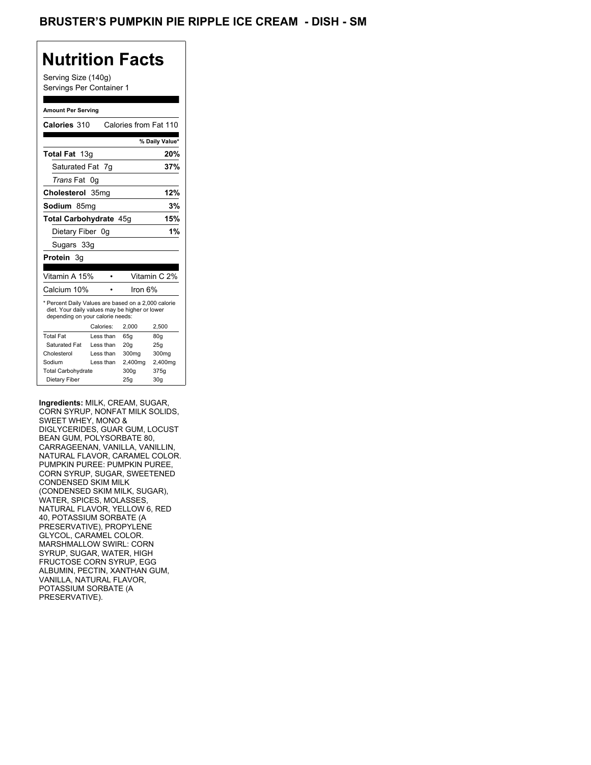# BRUSTER'S PUMPKIN PIE RIPPLE ICE CREAM - DISH - SM

## Nutrition Facts

Serving Size (140g)
Servings Per Container 1

**Amount Per Serving**

**Calories** 310 Calories from Fat 110

| | % Daily Value* |
|---|---|
| **Total Fat** 13g | **20%** |
| Saturated Fat 7g | **37%** |
| *Trans* Fat 0g | |
| **Cholesterol** 35mg | **12%** |
| **Sodium** 85mg | **3%** |
| **Total Carbohydrate** 45g | **15%** |
| Dietary Fiber 0g | **1%** |
| Sugars 33g | |
| **Protein** 3g | |

| | |
|---|---|
| Vitamin A 15% | Vitamin C 2% |
| Calcium 10% | Iron 6% |

* Percent Daily Values are based on a 2,000 calorie diet. Your daily values may be higher or lower depending on your calorie needs:

| | Calories: | 2,000 | 2,500 |
|---|---|---|---|
| Total Fat | Less than | 65g | 80g |
| Saturated Fat | Less than | 20g | 25g |
| Cholesterol | Less than | 300mg | 300mg |
| Sodium | Less than | 2,400mg | 2,400mg |
| Total Carbohydrate | | 300g | 375g |
| Dietary Fiber | | 25g | 30g |

**Ingredients:** MILK, CREAM, SUGAR, CORN SYRUP, NONFAT MILK SOLIDS, SWEET WHEY, MONO & DIGLYCERIDES, GUAR GUM, LOCUST BEAN GUM, POLYSORBATE 80, CARRAGEENAN, VANILLA, VANILLIN, NATURAL FLAVOR, CARAMEL COLOR. PUMPKIN PUREE: PUMPKIN PUREE, CORN SYRUP, SUGAR, SWEETENED CONDENSED SKIM MILK (CONDENSED SKIM MILK, SUGAR), WATER, SPICES, MOLASSES, NATURAL FLAVOR, YELLOW 6, RED 40, POTASSIUM SORBATE (A PRESERVATIVE), PROPYLENE GLYCOL, CARAMEL COLOR. MARSHMALLOW SWIRL: CORN SYRUP, SUGAR, WATER, HIGH FRUCTOSE CORN SYRUP, EGG ALBUMIN, PECTIN, XANTHAN GUM, VANILLA, NATURAL FLAVOR, POTASSIUM SORBATE (A PRESERVATIVE).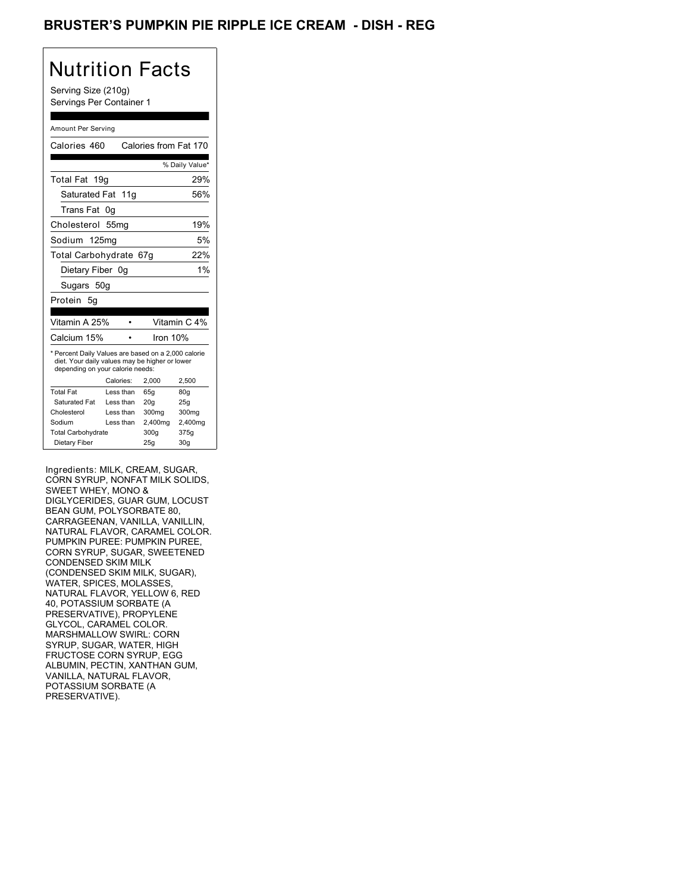# BRUSTER'S PUMPKIN PIE RIPPLE ICE CREAM - DISH - REG

## Nutrition Facts

Serving Size (210g)
Servings Per Container 1

Amount Per Serving

| Calories 460 | Calories from Fat 170 |
|---|---|
| | % Daily Value* |
| Total Fat 19g | 29% |
| Saturated Fat 11g | 56% |
| Trans Fat 0g | |
| Cholesterol 55mg | 19% |
| Sodium 125mg | 5% |
| Total Carbohydrate 67g | 22% |
| Dietary Fiber 0g | 1% |
| Sugars 50g | |
| Protein 5g | |

| Vitamin A 25% | • | Vitamin C 4% |
|---|---|---|
| Calcium 15% | • | Iron 10% |

* Percent Daily Values are based on a 2,000 calorie diet. Your daily values may be higher or lower depending on your calorie needs:

| | Calories: | 2,000 | 2,500 |
|---|---|---|---|
| Total Fat | Less than | 65g | 80g |
| Saturated Fat | Less than | 20g | 25g |
| Cholesterol | Less than | 300mg | 300mg |
| Sodium | Less than | 2,400mg | 2,400mg |
| Total Carbohydrate | | 300g | 375g |
| Dietary Fiber | | 25g | 30g |

Ingredients: MILK, CREAM, SUGAR, CORN SYRUP, NONFAT MILK SOLIDS, SWEET WHEY, MONO & DIGLYCERIDES, GUAR GUM, LOCUST BEAN GUM, POLYSORBATE 80, CARRAGEENAN, VANILLA, VANILLIN, NATURAL FLAVOR, CARAMEL COLOR. PUMPKIN PUREE: PUMPKIN PUREE, CORN SYRUP, SUGAR, SWEETENED CONDENSED SKIM MILK (CONDENSED SKIM MILK, SUGAR), WATER, SPICES, MOLASSES, NATURAL FLAVOR, YELLOW 6, RED 40, POTASSIUM SORBATE (A PRESERVATIVE), PROPYLENE GLYCOL, CARAMEL COLOR. MARSHMALLOW SWIRL: CORN SYRUP, SUGAR, WATER, HIGH FRUCTOSE CORN SYRUP, EGG ALBUMIN, PECTIN, XANTHAN GUM, VANILLA, NATURAL FLAVOR, POTASSIUM SORBATE (A PRESERVATIVE).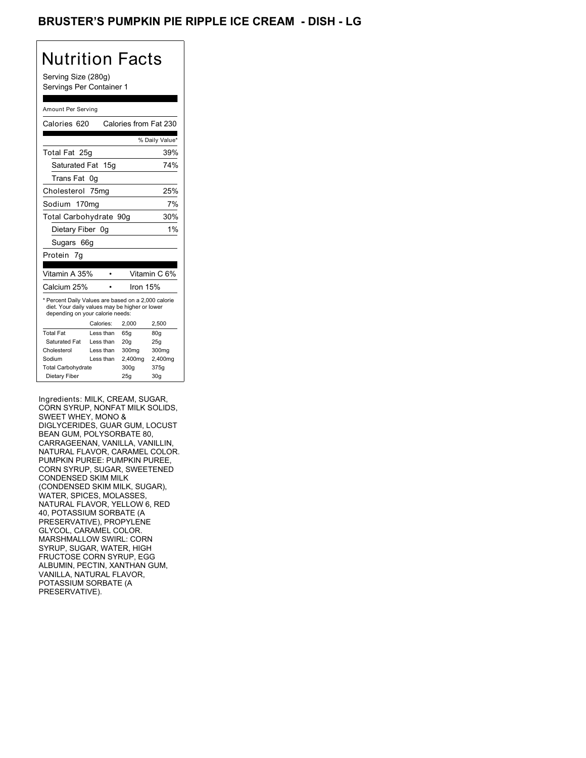# BRUSTER'S PUMPKIN PIE RIPPLE ICE CREAM - DISH - LG

## Nutrition Facts

Serving Size (280g)
Servings Per Container 1

Amount Per Serving

| | |
|---|---|
| Calories 620 | Calories from Fat 230 |
| | % Daily Value* |
| Total Fat 25g | 39% |
| Saturated Fat 15g | 74% |
| Trans Fat 0g | |
| Cholesterol 75mg | 25% |
| Sodium 170mg | 7% |
| Total Carbohydrate 90g | 30% |
| Dietary Fiber 0g | 1% |
| Sugars 66g | |
| Protein 7g | |

| | |
|---|---|
| Vitamin A 35% | Vitamin C 6% |
| Calcium 25% | Iron 15% |

* Percent Daily Values are based on a 2,000 calorie diet. Your daily values may be higher or lower depending on your calorie needs:

| | Calories: | 2,000 | 2,500 |
|---|---|---|---|
| Total Fat | Less than | 65g | 80g |
| Saturated Fat | Less than | 20g | 25g |
| Cholesterol | Less than | 300mg | 300mg |
| Sodium | Less than | 2,400mg | 2,400mg |
| Total Carbohydrate | | 300g | 375g |
| Dietary Fiber | | 25g | 30g |

Ingredients: MILK, CREAM, SUGAR, CORN SYRUP, NONFAT MILK SOLIDS, SWEET WHEY, MONO & DIGLYCERIDES, GUAR GUM, LOCUST BEAN GUM, POLYSORBATE 80, CARRAGEENAN, VANILLA, VANILLIN, NATURAL FLAVOR, CARAMEL COLOR. PUMPKIN PUREE: PUMPKIN PUREE, CORN SYRUP, SUGAR, SWEETENED CONDENSED SKIM MILK (CONDENSED SKIM MILK, SUGAR), WATER, SPICES, MOLASSES, NATURAL FLAVOR, YELLOW 6, RED 40, POTASSIUM SORBATE (A PRESERVATIVE), PROPYLENE GLYCOL, CARAMEL COLOR. MARSHMALLOW SWIRL: CORN SYRUP, SUGAR, WATER, HIGH FRUCTOSE CORN SYRUP, EGG ALBUMIN, PECTIN, XANTHAN GUM, VANILLA, NATURAL FLAVOR, POTASSIUM SORBATE (A PRESERVATIVE).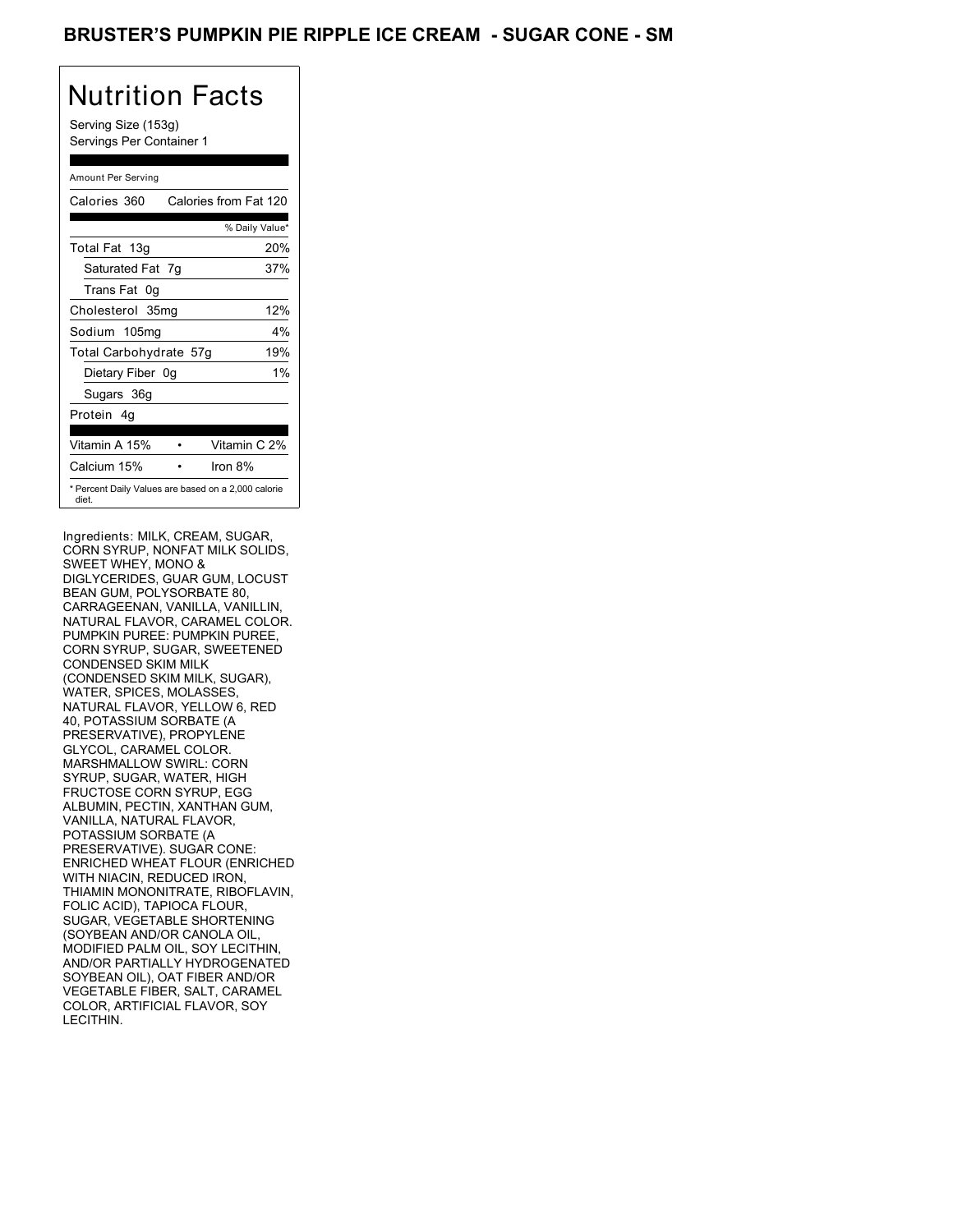# BRUSTER'S PUMPKIN PIE RIPPLE ICE CREAM - SUGAR CONE - SM

## Nutrition Facts

Serving Size (153g)
Servings Per Container 1

Amount Per Serving

| | |
|---|---|
| Calories 360 | Calories from Fat 120 |
| | % Daily Value* |
| Total Fat 13g | 20% |
| Saturated Fat 7g | 37% |
| Trans Fat 0g | |
| Cholesterol 35mg | 12% |
| Sodium 105mg | 4% |
| Total Carbohydrate 57g | 19% |
| Dietary Fiber 0g | 1% |
| Sugars 36g | |
| Protein 4g | |
| Vitamin A 15% | Vitamin C 2% |
| Calcium 15% | Iron 8% |

* Percent Daily Values are based on a 2,000 calorie diet.

Ingredients: MILK, CREAM, SUGAR, CORN SYRUP, NONFAT MILK SOLIDS, SWEET WHEY, MONO & DIGLYCERIDES, GUAR GUM, LOCUST BEAN GUM, POLYSORBATE 80, CARRAGEENAN, VANILLA, VANILLIN, NATURAL FLAVOR, CARAMEL COLOR. PUMPKIN PUREE: PUMPKIN PUREE, CORN SYRUP, SUGAR, SWEETENED CONDENSED SKIM MILK (CONDENSED SKIM MILK, SUGAR), WATER, SPICES, MOLASSES, NATURAL FLAVOR, YELLOW 6, RED 40, POTASSIUM SORBATE (A PRESERVATIVE), PROPYLENE GLYCOL, CARAMEL COLOR. MARSHMALLOW SWIRL: CORN SYRUP, SUGAR, WATER, HIGH FRUCTOSE CORN SYRUP, EGG ALBUMIN, PECTIN, XANTHAN GUM, VANILLA, NATURAL FLAVOR, POTASSIUM SORBATE (A PRESERVATIVE). SUGAR CONE: ENRICHED WHEAT FLOUR (ENRICHED WITH NIACIN, REDUCED IRON, THIAMIN MONONITRATE, RIBOFLAVIN, FOLIC ACID), TAPIOCA FLOUR, SUGAR, VEGETABLE SHORTENING (SOYBEAN AND/OR CANOLA OIL, MODIFIED PALM OIL, SOY LECITHIN, AND/OR PARTIALLY HYDROGENATED SOYBEAN OIL), OAT FIBER AND/OR VEGETABLE FIBER, SALT, CARAMEL COLOR, ARTIFICIAL FLAVOR, SOY LECITHIN.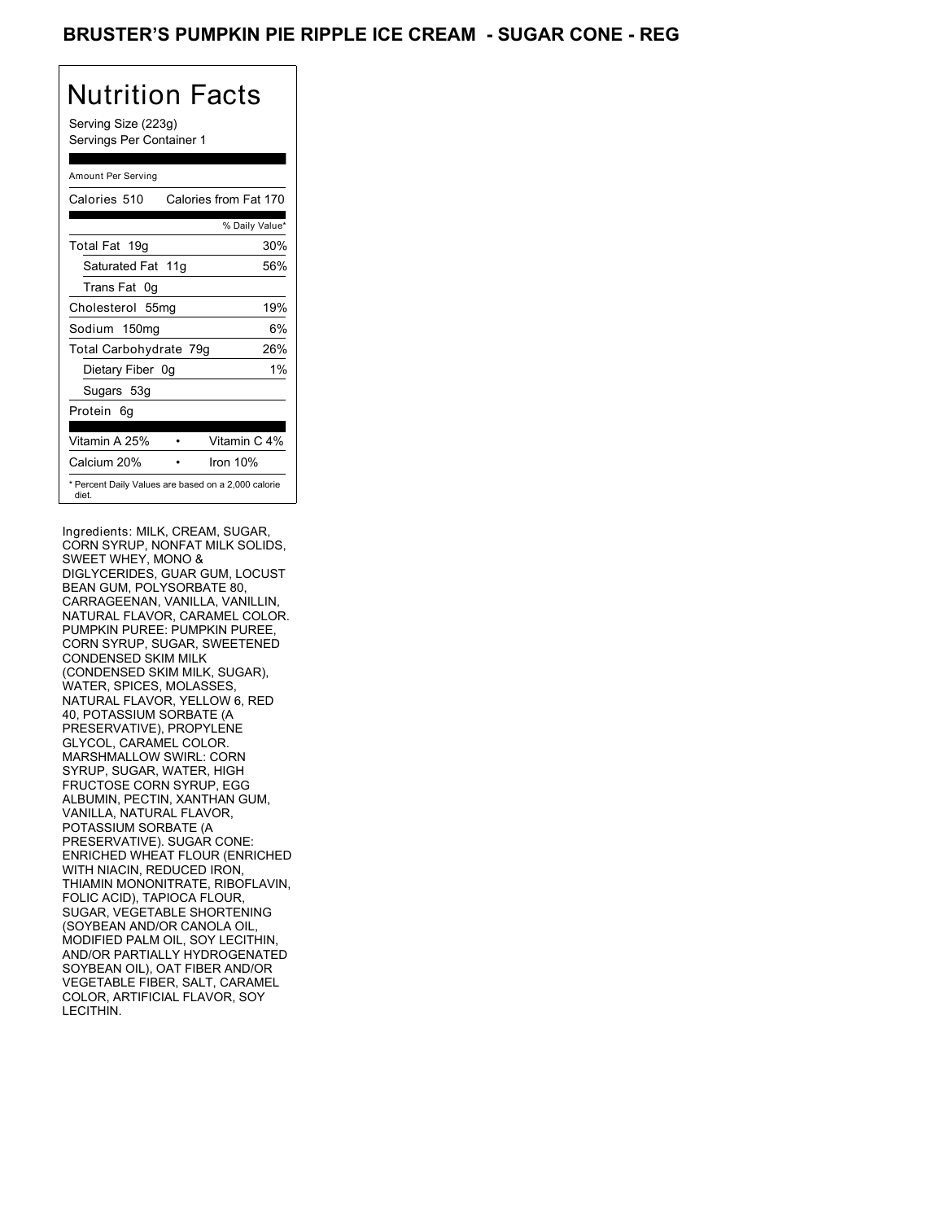# BRUSTER'S PUMPKIN PIE RIPPLE ICE CREAM - SUGAR CONE - REG

## Nutrition Facts

Serving Size (223g)
Servings Per Container 1

Amount Per Serving

| Calories 510 | Calories from Fat 170 |
|---|---|
| | % Daily Value* |
| Total Fat 19g | 30% |
| Saturated Fat 11g | 56% |
| Trans Fat 0g | |
| Cholesterol 55mg | 19% |
| Sodium 150mg | 6% |
| Total Carbohydrate 79g | 26% |
| Dietary Fiber 0g | 1% |
| Sugars 53g | |
| Protein 6g | |

| Vitamin A 25% | Vitamin C 4% |
|---|---|
| Calcium 20% | Iron 10% |

* Percent Daily Values are based on a 2,000 calorie diet.

Ingredients: MILK, CREAM, SUGAR, CORN SYRUP, NONFAT MILK SOLIDS, SWEET WHEY, MONO & DIGLYCERIDES, GUAR GUM, LOCUST BEAN GUM, POLYSORBATE 80, CARRAGEENAN, VANILLA, VANILLIN, NATURAL FLAVOR, CARAMEL COLOR. PUMPKIN PUREE: PUMPKIN PUREE, CORN SYRUP, SUGAR, SWEETENED CONDENSED SKIM MILK (CONDENSED SKIM MILK, SUGAR), WATER, SPICES, MOLASSES, NATURAL FLAVOR, YELLOW 6, RED 40, POTASSIUM SORBATE (A PRESERVATIVE), PROPYLENE GLYCOL, CARAMEL COLOR. MARSHMALLOW SWIRL: CORN SYRUP, SUGAR, WATER, HIGH FRUCTOSE CORN SYRUP, EGG ALBUMIN, PECTIN, XANTHAN GUM, VANILLA, NATURAL FLAVOR, POTASSIUM SORBATE (A PRESERVATIVE). SUGAR CONE: ENRICHED WHEAT FLOUR (ENRICHED WITH NIACIN, REDUCED IRON, THIAMIN MONONITRATE, RIBOFLAVIN, FOLIC ACID), TAPIOCA FLOUR, SUGAR, VEGETABLE SHORTENING (SOYBEAN AND/OR CANOLA OIL, MODIFIED PALM OIL, SOY LECITHIN, AND/OR PARTIALLY HYDROGENATED SOYBEAN OIL), OAT FIBER AND/OR VEGETABLE FIBER, SALT, CARAMEL COLOR, ARTIFICIAL FLAVOR, SOY LECITHIN.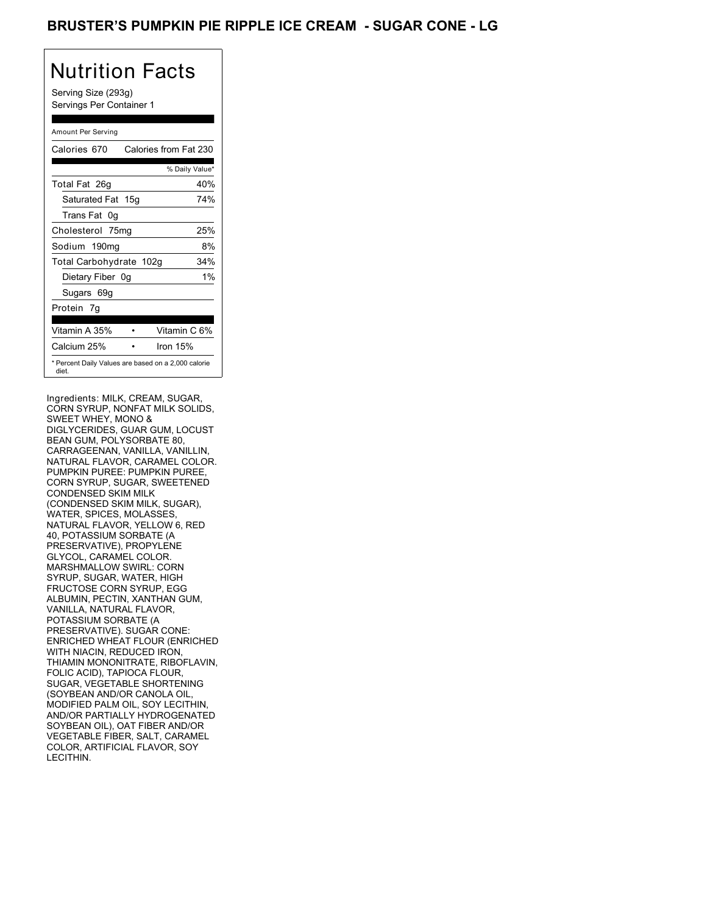# BRUSTER'S PUMPKIN PIE RIPPLE ICE CREAM - SUGAR CONE - LG

## Nutrition Facts

Serving Size (293g)
Servings Per Container 1

| Amount Per Serving | |
|---|---|
| Calories 670 | Calories from Fat 230 |
| | % Daily Value* |
| Total Fat 26g | 40% |
| Saturated Fat 15g | 74% |
| Trans Fat 0g | |
| Cholesterol 75mg | 25% |
| Sodium 190mg | 8% |
| Total Carbohydrate 102g | 34% |
| Dietary Fiber 0g | 1% |
| Sugars 69g | |
| Protein 7g | |
| Vitamin A 35% | Vitamin C 6% |
| Calcium 25% | Iron 15% |

* Percent Daily Values are based on a 2,000 calorie diet.

Ingredients: MILK, CREAM, SUGAR, CORN SYRUP, NONFAT MILK SOLIDS, SWEET WHEY, MONO & DIGLYCERIDES, GUAR GUM, LOCUST BEAN GUM, POLYSORBATE 80, CARRAGEENAN, VANILLA, VANILLIN, NATURAL FLAVOR, CARAMEL COLOR. PUMPKIN PUREE: PUMPKIN PUREE, CORN SYRUP, SUGAR, SWEETENED CONDENSED SKIM MILK (CONDENSED SKIM MILK, SUGAR), WATER, SPICES, MOLASSES, NATURAL FLAVOR, YELLOW 6, RED 40, POTASSIUM SORBATE (A PRESERVATIVE), PROPYLENE GLYCOL, CARAMEL COLOR. MARSHMALLOW SWIRL: CORN SYRUP, SUGAR, WATER, HIGH FRUCTOSE CORN SYRUP, EGG ALBUMIN, PECTIN, XANTHAN GUM, VANILLA, NATURAL FLAVOR, POTASSIUM SORBATE (A PRESERVATIVE). SUGAR CONE: ENRICHED WHEAT FLOUR (ENRICHED WITH NIACIN, REDUCED IRON, THIAMIN MONONITRATE, RIBOFLAVIN, FOLIC ACID), TAPIOCA FLOUR, SUGAR, VEGETABLE SHORTENING (SOYBEAN AND/OR CANOLA OIL, MODIFIED PALM OIL, SOY LECITHIN, AND/OR PARTIALLY HYDROGENATED SOYBEAN OIL), OAT FIBER AND/OR VEGETABLE FIBER, SALT, CARAMEL COLOR, ARTIFICIAL FLAVOR, SOY LECITHIN.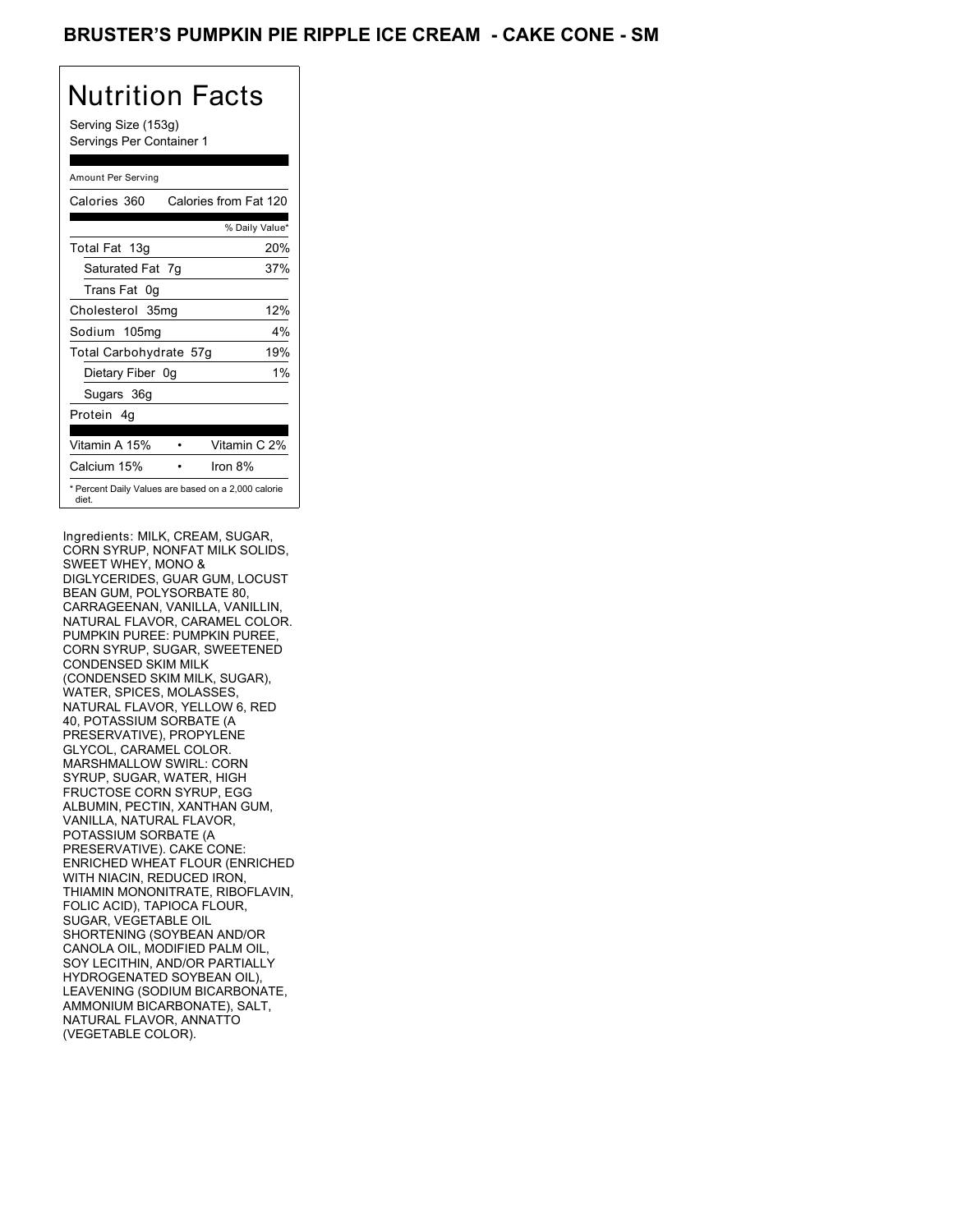# BRUSTER'S PUMPKIN PIE RIPPLE ICE CREAM - CAKE CONE - SM

## Nutrition Facts

Serving Size (153g)
Servings Per Container 1

Amount Per Serving

| Calories 360 | Calories from Fat 120 |
|---|---|
| | % Daily Value* |
| Total Fat 13g | 20% |
| Saturated Fat 7g | 37% |
| Trans Fat 0g | |
| Cholesterol 35mg | 12% |
| Sodium 105mg | 4% |
| Total Carbohydrate 57g | 19% |
| Dietary Fiber 0g | 1% |
| Sugars 36g | |
| Protein 4g | |

| Vitamin A 15% | • | Vitamin C 2% |
|---|---|---|
| Calcium 15% | • | Iron 8% |

* Percent Daily Values are based on a 2,000 calorie diet.

Ingredients: MILK, CREAM, SUGAR, CORN SYRUP, NONFAT MILK SOLIDS, SWEET WHEY, MONO & DIGLYCERIDES, GUAR GUM, LOCUST BEAN GUM, POLYSORBATE 80, CARRAGEENAN, VANILLA, VANILLIN, NATURAL FLAVOR, CARAMEL COLOR. PUMPKIN PUREE: PUMPKIN PUREE, CORN SYRUP, SUGAR, SWEETENED CONDENSED SKIM MILK (CONDENSED SKIM MILK, SUGAR), WATER, SPICES, MOLASSES, NATURAL FLAVOR, YELLOW 6, RED 40, POTASSIUM SORBATE (A PRESERVATIVE), PROPYLENE GLYCOL, CARAMEL COLOR. MARSHMALLOW SWIRL: CORN SYRUP, SUGAR, WATER, HIGH FRUCTOSE CORN SYRUP, EGG ALBUMIN, PECTIN, XANTHAN GUM, VANILLA, NATURAL FLAVOR, POTASSIUM SORBATE (A PRESERVATIVE). CAKE CONE: ENRICHED WHEAT FLOUR (ENRICHED WITH NIACIN, REDUCED IRON, THIAMIN MONONITRATE, RIBOFLAVIN, FOLIC ACID), TAPIOCA FLOUR, SUGAR, VEGETABLE OIL SHORTENING (SOYBEAN AND/OR CANOLA OIL, MODIFIED PALM OIL, SOY LECITHIN, AND/OR PARTIALLY HYDROGENATED SOYBEAN OIL), LEAVENING (SODIUM BICARBONATE, AMMONIUM BICARBONATE), SALT, NATURAL FLAVOR, ANNATTO (VEGETABLE COLOR).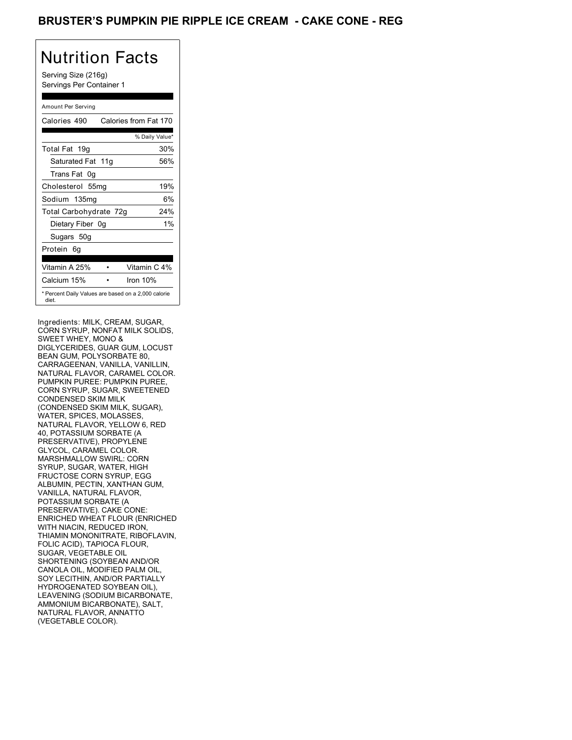# BRUSTER'S PUMPKIN PIE RIPPLE ICE CREAM - CAKE CONE - REG

## Nutrition Facts

Serving Size (216g)
Servings Per Container 1

| Amount Per Serving | |
|---|---|
| Calories 490 | Calories from Fat 170 |
| | % Daily Value* |
| Total Fat 19g | 30% |
| Saturated Fat 11g | 56% |
| Trans Fat 0g | |
| Cholesterol 55mg | 19% |
| Sodium 135mg | 6% |
| Total Carbohydrate 72g | 24% |
| Dietary Fiber 0g | 1% |
| Sugars 50g | |
| Protein 6g | |
| Vitamin A 25% | Vitamin C 4% |
| Calcium 15% | Iron 10% |

\* Percent Daily Values are based on a 2,000 calorie diet.

Ingredients: MILK, CREAM, SUGAR, CORN SYRUP, NONFAT MILK SOLIDS, SWEET WHEY, MONO & DIGLYCERIDES, GUAR GUM, LOCUST BEAN GUM, POLYSORBATE 80, CARRAGEENAN, VANILLA, VANILLIN, NATURAL FLAVOR, CARAMEL COLOR. PUMPKIN PUREE: PUMPKIN PUREE, CORN SYRUP, SUGAR, SWEETENED CONDENSED SKIM MILK (CONDENSED SKIM MILK, SUGAR), WATER, SPICES, MOLASSES, NATURAL FLAVOR, YELLOW 6, RED 40, POTASSIUM SORBATE (A PRESERVATIVE), PROPYLENE GLYCOL, CARAMEL COLOR. MARSHMALLOW SWIRL: CORN SYRUP, SUGAR, WATER, HIGH FRUCTOSE CORN SYRUP, EGG ALBUMIN, PECTIN, XANTHAN GUM, VANILLA, NATURAL FLAVOR, POTASSIUM SORBATE (A PRESERVATIVE). CAKE CONE: ENRICHED WHEAT FLOUR (ENRICHED WITH NIACIN, REDUCED IRON, THIAMIN MONONITRATE, RIBOFLAVIN, FOLIC ACID), TAPIOCA FLOUR, SUGAR, VEGETABLE OIL SHORTENING (SOYBEAN AND/OR CANOLA OIL, MODIFIED PALM OIL, SOY LECITHIN, AND/OR PARTIALLY HYDROGENATED SOYBEAN OIL), LEAVENING (SODIUM BICARBONATE, AMMONIUM BICARBONATE), SALT, NATURAL FLAVOR, ANNATTO (VEGETABLE COLOR).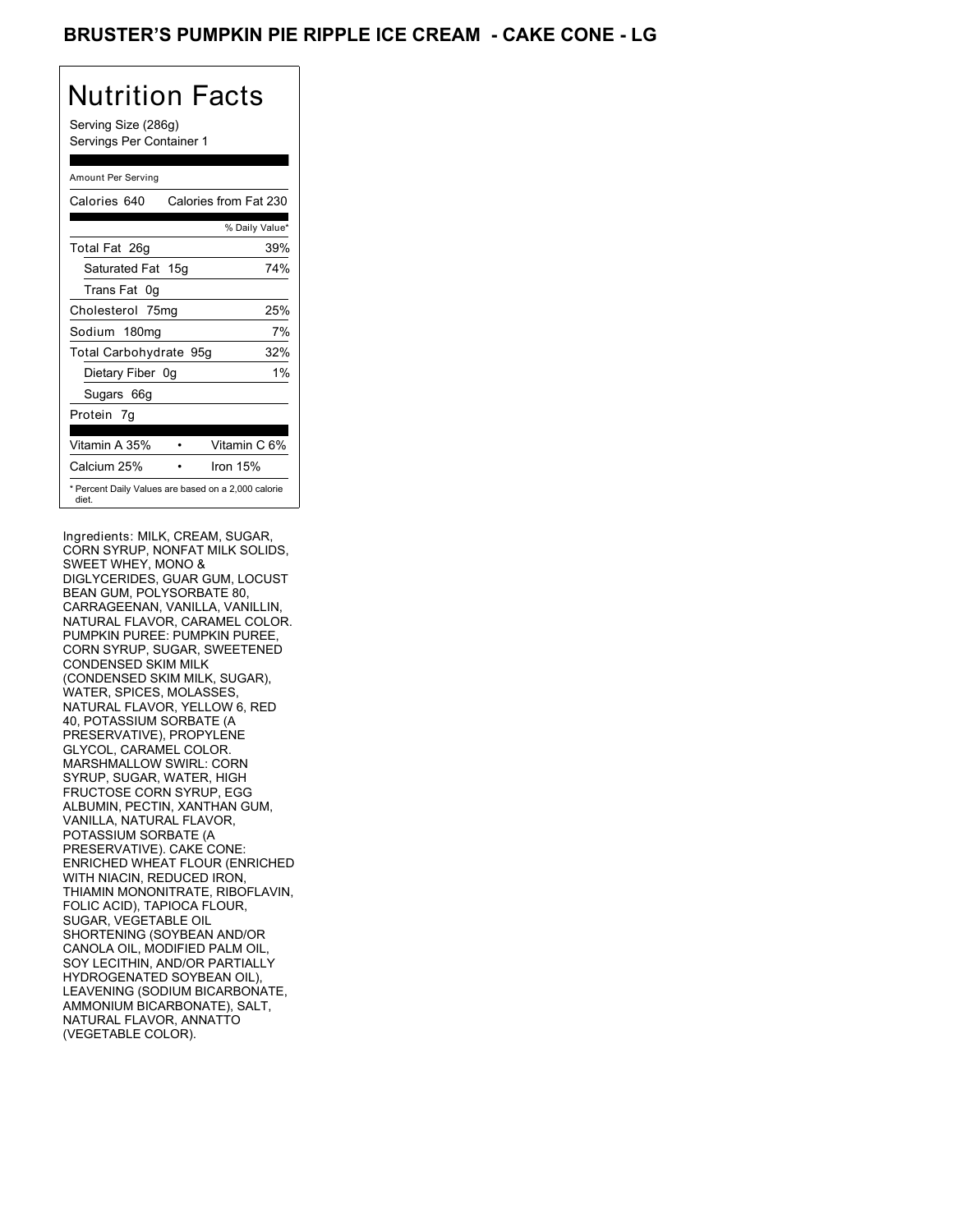# BRUSTER'S PUMPKIN PIE RIPPLE ICE CREAM - CAKE CONE - LG

## Nutrition Facts

Serving Size (286g)
Servings Per Container 1

Amount Per Serving

| Calories 640 | Calories from Fat 230 |
|---|---|
| | % Daily Value* |
| Total Fat 26g | 39% |
| Saturated Fat 15g | 74% |
| Trans Fat 0g | |
| Cholesterol 75mg | 25% |
| Sodium 180mg | 7% |
| Total Carbohydrate 95g | 32% |
| Dietary Fiber 0g | 1% |
| Sugars 66g | |
| Protein 7g | |
| Vitamin A 35% | Vitamin C 6% |
| Calcium 25% | Iron 15% |

* Percent Daily Values are based on a 2,000 calorie diet.

Ingredients: MILK, CREAM, SUGAR, CORN SYRUP, NONFAT MILK SOLIDS, SWEET WHEY, MONO & DIGLYCERIDES, GUAR GUM, LOCUST BEAN GUM, POLYSORBATE 80, CARRAGEENAN, VANILLA, VANILLIN, NATURAL FLAVOR, CARAMEL COLOR. PUMPKIN PUREE: PUMPKIN PUREE, CORN SYRUP, SUGAR, SWEETENED CONDENSED SKIM MILK (CONDENSED SKIM MILK, SUGAR), WATER, SPICES, MOLASSES, NATURAL FLAVOR, YELLOW 6, RED 40, POTASSIUM SORBATE (A PRESERVATIVE), PROPYLENE GLYCOL, CARAMEL COLOR. MARSHMALLOW SWIRL: CORN SYRUP, SUGAR, WATER, HIGH FRUCTOSE CORN SYRUP, EGG ALBUMIN, PECTIN, XANTHAN GUM, VANILLA, NATURAL FLAVOR, POTASSIUM SORBATE (A PRESERVATIVE). CAKE CONE: ENRICHED WHEAT FLOUR (ENRICHED WITH NIACIN, REDUCED IRON, THIAMIN MONONITRATE, RIBOFLAVIN, FOLIC ACID), TAPIOCA FLOUR, SUGAR, VEGETABLE OIL SHORTENING (SOYBEAN AND/OR CANOLA OIL, MODIFIED PALM OIL, SOY LECITHIN, AND/OR PARTIALLY HYDROGENATED SOYBEAN OIL), LEAVENING (SODIUM BICARBONATE, AMMONIUM BICARBONATE), SALT, NATURAL FLAVOR, ANNATTO (VEGETABLE COLOR).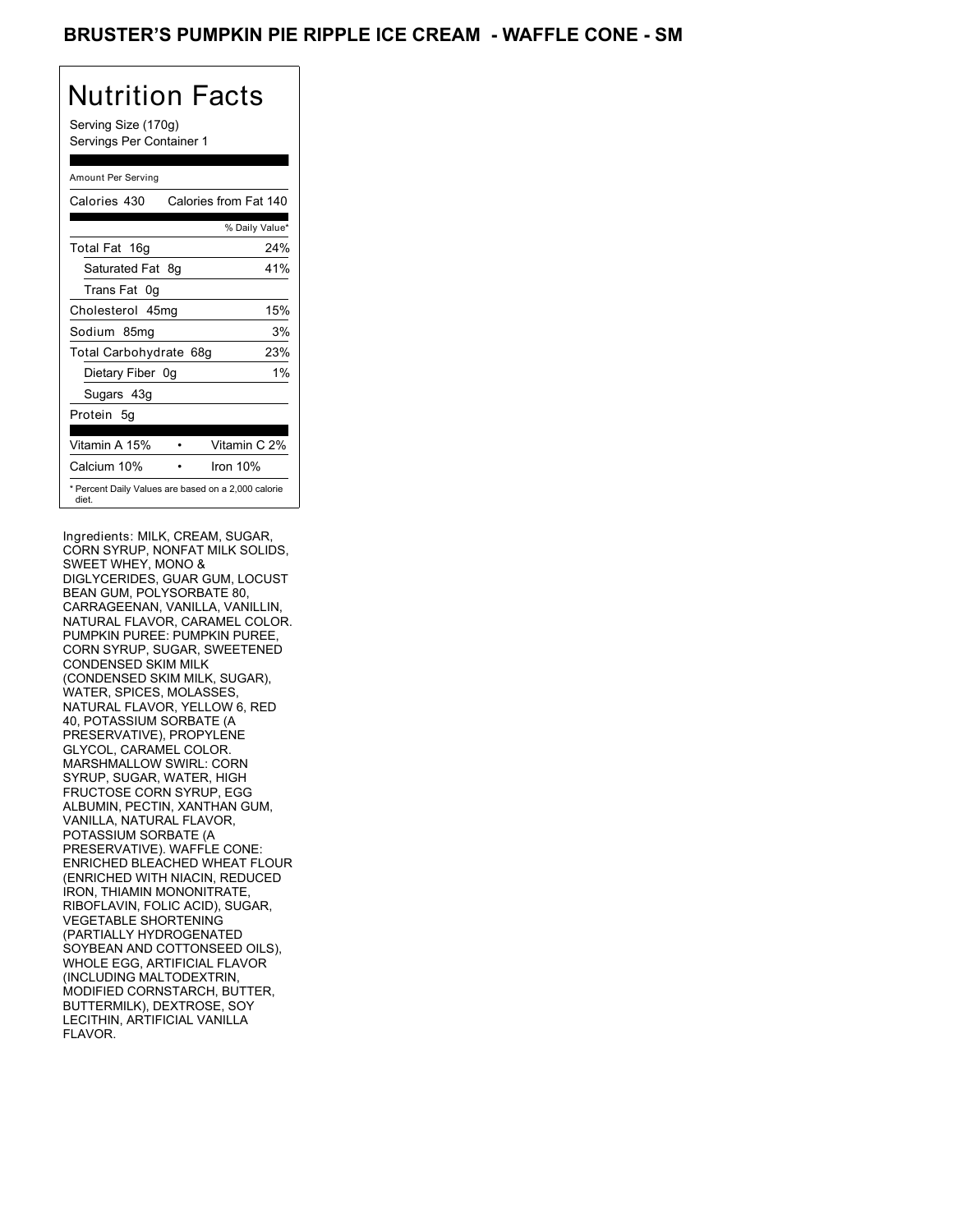# BRUSTER'S PUMPKIN PIE RIPPLE ICE CREAM - WAFFLE CONE - SM

## Nutrition Facts

Serving Size (170g)
Servings Per Container 1

Amount Per Serving

| | |
|---|---|
| Calories 430 | Calories from Fat 140 |
| | % Daily Value* |
| Total Fat 16g | 24% |
| Saturated Fat 8g | 41% |
| Trans Fat 0g | |
| Cholesterol 45mg | 15% |
| Sodium 85mg | 3% |
| Total Carbohydrate 68g | 23% |
| Dietary Fiber 0g | 1% |
| Sugars 43g | |
| Protein 5g | |
| Vitamin A 15% | Vitamin C 2% |
| Calcium 10% | Iron 10% |

* Percent Daily Values are based on a 2,000 calorie diet.

Ingredients: MILK, CREAM, SUGAR, CORN SYRUP, NONFAT MILK SOLIDS, SWEET WHEY, MONO & DIGLYCERIDES, GUAR GUM, LOCUST BEAN GUM, POLYSORBATE 80, CARRAGEENAN, VANILLA, VANILLIN, NATURAL FLAVOR, CARAMEL COLOR. PUMPKIN PUREE: PUMPKIN PUREE, CORN SYRUP, SUGAR, SWEETENED CONDENSED SKIM MILK (CONDENSED SKIM MILK, SUGAR), WATER, SPICES, MOLASSES, NATURAL FLAVOR, YELLOW 6, RED 40, POTASSIUM SORBATE (A PRESERVATIVE), PROPYLENE GLYCOL, CARAMEL COLOR. MARSHMALLOW SWIRL: CORN SYRUP, SUGAR, WATER, HIGH FRUCTOSE CORN SYRUP, EGG ALBUMIN, PECTIN, XANTHAN GUM, VANILLA, NATURAL FLAVOR, POTASSIUM SORBATE (A PRESERVATIVE). WAFFLE CONE: ENRICHED BLEACHED WHEAT FLOUR (ENRICHED WITH NIACIN, REDUCED IRON, THIAMIN MONONITRATE, RIBOFLAVIN, FOLIC ACID), SUGAR, VEGETABLE SHORTENING (PARTIALLY HYDROGENATED SOYBEAN AND COTTONSEED OILS), WHOLE EGG, ARTIFICIAL FLAVOR (INCLUDING MALTODEXTRIN, MODIFIED CORNSTARCH, BUTTER, BUTTERMILK), DEXTROSE, SOY LECITHIN, ARTIFICIAL VANILLA FLAVOR.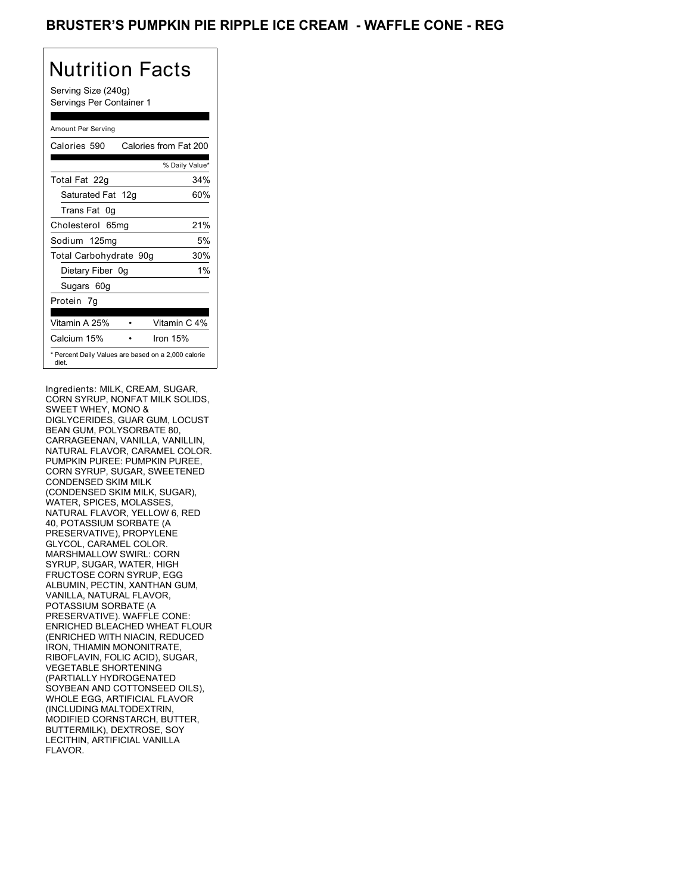# BRUSTER'S PUMPKIN PIE RIPPLE ICE CREAM - WAFFLE CONE - REG

## Nutrition Facts

Serving Size (240g)
Servings Per Container 1

Amount Per Serving

| Calories 590 | Calories from Fat 200 |
|---|---|
| | % Daily Value* |
| Total Fat 22g | 34% |
| Saturated Fat 12g | 60% |
| Trans Fat 0g | |
| Cholesterol 65mg | 21% |
| Sodium 125mg | 5% |
| Total Carbohydrate 90g | 30% |
| Dietary Fiber 0g | 1% |
| Sugars 60g | |
| Protein 7g | |
| Vitamin A 25% • | Vitamin C 4% |
| Calcium 15% • | Iron 15% |

* Percent Daily Values are based on a 2,000 calorie diet.

Ingredients: MILK, CREAM, SUGAR, CORN SYRUP, NONFAT MILK SOLIDS, SWEET WHEY, MONO & DIGLYCERIDES, GUAR GUM, LOCUST BEAN GUM, POLYSORBATE 80, CARRAGEENAN, VANILLA, VANILLIN, NATURAL FLAVOR, CARAMEL COLOR. PUMPKIN PUREE: PUMPKIN PUREE, CORN SYRUP, SUGAR, SWEETENED CONDENSED SKIM MILK (CONDENSED SKIM MILK, SUGAR), WATER, SPICES, MOLASSES, NATURAL FLAVOR, YELLOW 6, RED 40, POTASSIUM SORBATE (A PRESERVATIVE), PROPYLENE GLYCOL, CARAMEL COLOR. MARSHMALLOW SWIRL: CORN SYRUP, SUGAR, WATER, HIGH FRUCTOSE CORN SYRUP, EGG ALBUMIN, PECTIN, XANTHAN GUM, VANILLA, NATURAL FLAVOR, POTASSIUM SORBATE (A PRESERVATIVE). WAFFLE CONE: ENRICHED BLEACHED WHEAT FLOUR (ENRICHED WITH NIACIN, REDUCED IRON, THIAMIN MONONITRATE, RIBOFLAVIN, FOLIC ACID), SUGAR, VEGETABLE SHORTENING (PARTIALLY HYDROGENATED SOYBEAN AND COTTONSEED OILS), WHOLE EGG, ARTIFICIAL FLAVOR (INCLUDING MALTODEXTRIN, MODIFIED CORNSTARCH, BUTTER, BUTTERMILK), DEXTROSE, SOY LECITHIN, ARTIFICIAL VANILLA FLAVOR.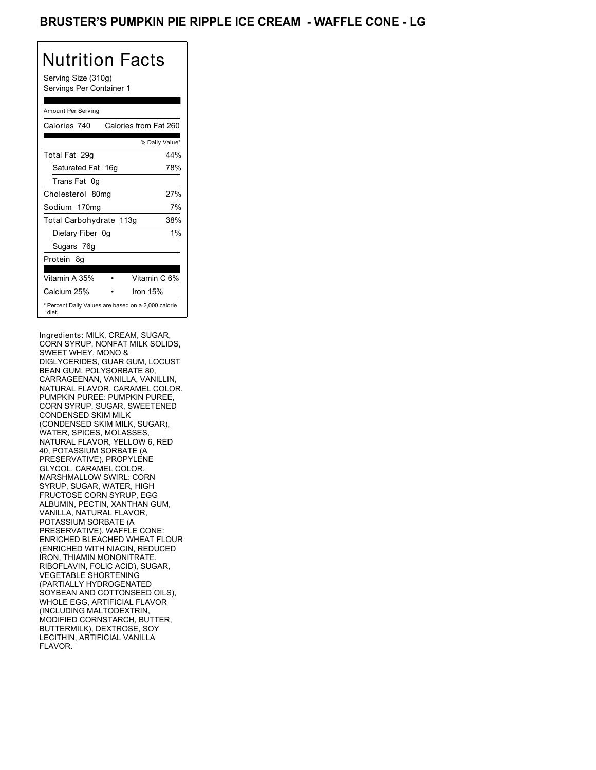# BRUSTER'S PUMPKIN PIE RIPPLE ICE CREAM - WAFFLE CONE - LG

## Nutrition Facts

Serving Size (310g)
Servings Per Container 1

Amount Per Serving

| | |
|---|---|
| Calories 740 | Calories from Fat 260 |
| | % Daily Value* |
| Total Fat 29g | 44% |
| Saturated Fat 16g | 78% |
| Trans Fat 0g | |
| Cholesterol 80mg | 27% |
| Sodium 170mg | 7% |
| Total Carbohydrate 113g | 38% |
| Dietary Fiber 0g | 1% |
| Sugars 76g | |
| Protein 8g | |
| Vitamin A 35% | Vitamin C 6% |
| Calcium 25% | Iron 15% |

* Percent Daily Values are based on a 2,000 calorie diet.

Ingredients: MILK, CREAM, SUGAR, CORN SYRUP, NONFAT MILK SOLIDS, SWEET WHEY, MONO & DIGLYCERIDES, GUAR GUM, LOCUST BEAN GUM, POLYSORBATE 80, CARRAGEENAN, VANILLA, VANILLIN, NATURAL FLAVOR, CARAMEL COLOR. PUMPKIN PUREE: PUMPKIN PUREE, CORN SYRUP, SUGAR, SWEETENED CONDENSED SKIM MILK (CONDENSED SKIM MILK, SUGAR), WATER, SPICES, MOLASSES, NATURAL FLAVOR, YELLOW 6, RED 40, POTASSIUM SORBATE (A PRESERVATIVE), PROPYLENE GLYCOL, CARAMEL COLOR. MARSHMALLOW SWIRL: CORN SYRUP, SUGAR, WATER, HIGH FRUCTOSE CORN SYRUP, EGG ALBUMIN, PECTIN, XANTHAN GUM, VANILLA, NATURAL FLAVOR, POTASSIUM SORBATE (A PRESERVATIVE). WAFFLE CONE: ENRICHED BLEACHED WHEAT FLOUR (ENRICHED WITH NIACIN, REDUCED IRON, THIAMIN MONONITRATE, RIBOFLAVIN, FOLIC ACID), SUGAR, VEGETABLE SHORTENING (PARTIALLY HYDROGENATED SOYBEAN AND COTTONSEED OILS), WHOLE EGG, ARTIFICIAL FLAVOR (INCLUDING MALTODEXTRIN, MODIFIED CORNSTARCH, BUTTER, BUTTERMILK), DEXTROSE, SOY LECITHIN, ARTIFICIAL VANILLA FLAVOR.